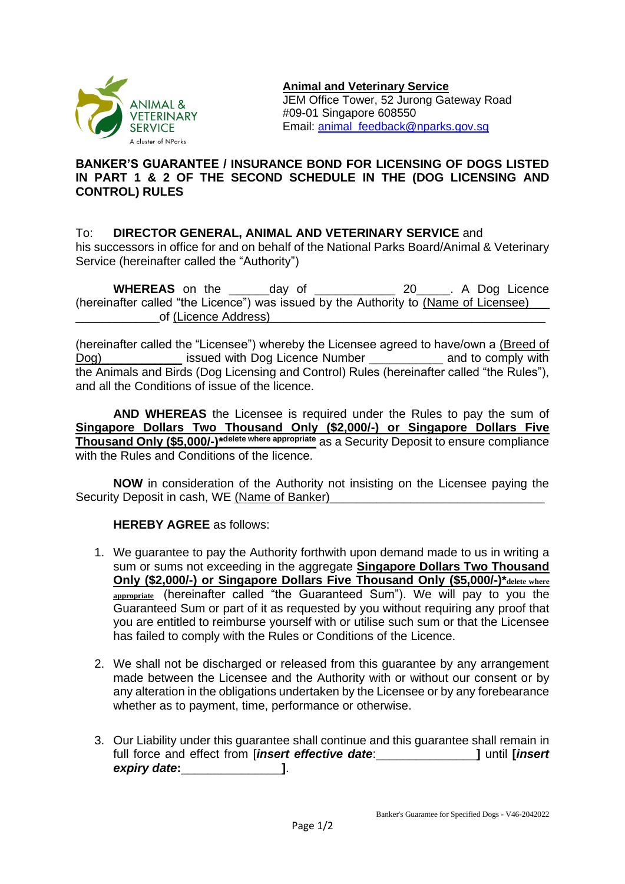ANIMAL & VETERINARY SERVICE
A cluster of NParks

**Animal and Veterinary Service**
JEM Office Tower, 52 Jurong Gateway Road
#09-01 Singapore 608550
Email: animal_feedback@nparks.gov.sg

**BANKER'S GUARANTEE / INSURANCE BOND FOR LICENSING OF DOGS LISTED IN PART 1 & 2 OF THE SECOND SCHEDULE IN THE (DOG LICENSING AND CONTROL) RULES**

To: **DIRECTOR GENERAL, ANIMAL AND VETERINARY SERVICE** and his successors in office for and on behalf of the National Parks Board/Animal & Veterinary Service (hereinafter called the "Authority")

**WHEREAS** on the ______day of ____________ 20_____. A Dog Licence (hereinafter called "the Licence") was issued by the Authority to (Name of Licensee)___ _____________of (Licence Address)_________________________________________

(hereinafter called the "Licensee") whereby the Licensee agreed to have/own a (Breed of Dog)____________ issued with Dog Licence Number ___________ and to comply with the Animals and Birds (Dog Licensing and Control) Rules (hereinafter called "the Rules"), and all the Conditions of issue of the licence.

**AND WHEREAS** the Licensee is required under the Rules to pay the sum of **Singapore Dollars Two Thousand Only ($2,000/-) or Singapore Dollars Five Thousand Only ($5,000/-)**\*delete where appropriate as a Security Deposit to ensure compliance with the Rules and Conditions of the licence.

**NOW** in consideration of the Authority not insisting on the Licensee paying the Security Deposit in cash, WE (Name of Banker)_________________________________

**HEREBY AGREE** as follows:

1. We guarantee to pay the Authority forthwith upon demand made to us in writing a sum or sums not exceeding in the aggregate **Singapore Dollars Two Thousand Only ($2,000/-) or Singapore Dollars Five Thousand Only ($5,000/-)**\*delete where appropriate (hereinafter called "the Guaranteed Sum"). We will pay to you the Guaranteed Sum or part of it as requested by you without requiring any proof that you are entitled to reimburse yourself with or utilise such sum or that the Licensee has failed to comply with the Rules or Conditions of the Licence.

2. We shall not be discharged or released from this guarantee by any arrangement made between the Licensee and the Authority with or without our consent or by any alteration in the obligations undertaken by the Licensee or by any forebearance whether as to payment, time, performance or otherwise.

3. Our Liability under this guarantee shall continue and this guarantee shall remain in full force and effect from [***insert effective date***:_______________**]** until **[*insert expiry date*:**_______________**]**.

Banker's Guarantee for Specified Dogs - V46-2042022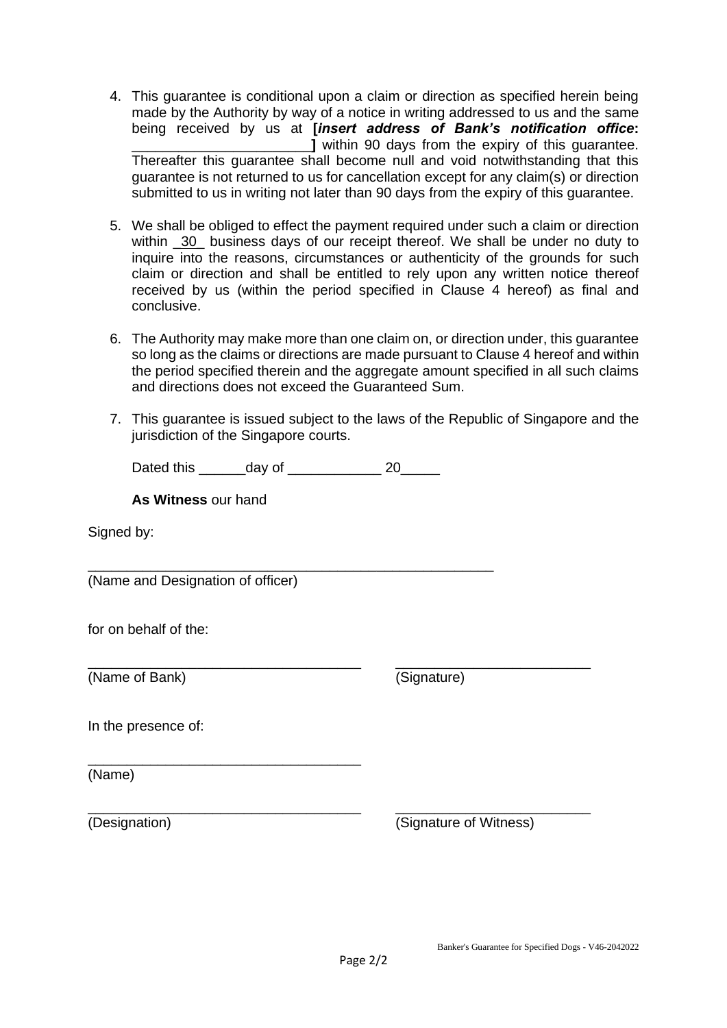4. This guarantee is conditional upon a claim or direction as specified herein being made by the Authority by way of a notice in writing addressed to us and the same being received by us at **[*insert address of Bank's notification office*: ______________________]** within 90 days from the expiry of this guarantee. Thereafter this guarantee shall become null and void notwithstanding that this guarantee is not returned to us for cancellation except for any claim(s) or direction submitted to us in writing not later than 90 days from the expiry of this guarantee.

5. We shall be obliged to effect the payment required under such a claim or direction within _30_ business days of our receipt thereof. We shall be under no duty to inquire into the reasons, circumstances or authenticity of the grounds for such claim or direction and shall be entitled to rely upon any written notice thereof received by us (within the period specified in Clause 4 hereof) as final and conclusive.

6. The Authority may make more than one claim on, or direction under, this guarantee so long as the claims or directions are made pursuant to Clause 4 hereof and within the period specified therein and the aggregate amount specified in all such claims and directions does not exceed the Guaranteed Sum.

7. This guarantee is issued subject to the laws of the Republic of Singapore and the jurisdiction of the Singapore courts.

Dated this ______day of ____________ 20_____

**As Witness** our hand

Signed by:

______________________________________________________
(Name and Designation of officer)

for on behalf of the:

____________________________________ ____________________________
(Name of Bank) (Signature)

In the presence of:

____________________________________
(Name)

____________________________________ ____________________________
(Designation) (Signature of Witness)

Banker's Guarantee for Specified Dogs - V46-2042022